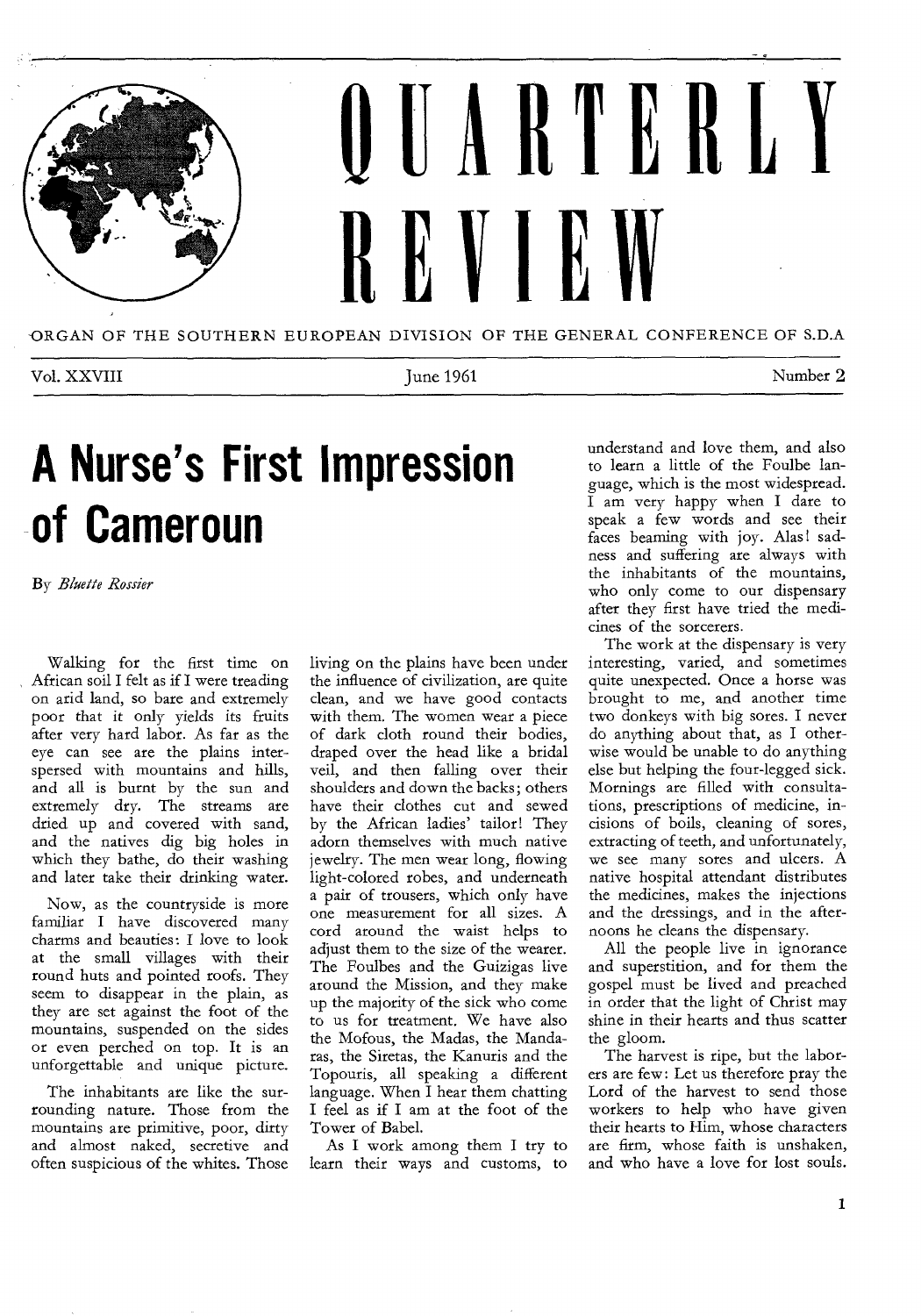# QUARTERLY REVIEW

ORGAN OF THE SOUTHERN EUROPEAN DIVISION OF THE GENERAL CONFERENCE OF S.D.A

Vol. XXVIII — June 1961 — Number 2

## A Nurse's First Impression of Cameroun

By *Bluette Rossier*

Walking for the first time on African soil I felt as if I were treading on arid land, so bare and extremely poor that it only yields its fruits after very hard labor. As far as the eye can see are the plains interspersed with mountains and hills, and all is burnt by the sun and extremely dry. The streams are dried up and covered with sand, and the natives dig big holes in which they bathe, do their washing and later take their drinking water.

Now, as the countryside is more familiar I have discovered many charms and beauties: I love to look at the small villages with their round huts and pointed roofs. They seem to disappear in the plain, as they are set against the foot of the mountains, suspended on the sides or even perched on top. It is an unforgettable and unique picture.

The inhabitants are like the surrounding nature. Those from the mountains are primitive, poor, dirty and almost naked, secretive and often suspicious of the whites. Those living on the plains have been under the influence of civilization, are quite clean, and we have good contacts with them. The women wear a piece of dark cloth round their bodies, draped over the head like a bridal veil, and then falling over their shoulders and down the backs; others have their clothes cut and sewed by the African ladies' tailor! They adorn themselves with much native jewelry. The men wear long, flowing light-colored robes, and underneath a pair of trousers, which only have one measurement for all sizes. A cord around the waist helps to adjust them to the size of the wearer. The Foulbes and the Guizigas live around the Mission, and they make up the majority of the sick who come to us for treatment. We have also the Mofous, the Madas, the Mandaras, the Siretas, the Kanuris and the Topouris, all speaking a different language. When I hear them chatting I feel as if I am at the foot of the Tower of Babel.

As I work among them I try to learn their ways and customs, to understand and love them, and also to learn a little of the Foulbe language, which is the most widespread. I am very happy when I dare to speak a few words and see their faces beaming with joy. Alas! sadness and suffering are always with the inhabitants of the mountains, who only come to our dispensary after they first have tried the medicines of the sorcerers.

The work at the dispensary is very interesting, varied, and sometimes quite unexpected. Once a horse was brought to me, and another time two donkeys with big sores. I never do anything about that, as I otherwise would be unable to do anything else but helping the four-legged sick. Mornings are filled with consultations, prescriptions of medicine, incisions of boils, cleaning of sores, extracting of teeth, and unfortunately, we see many sores and ulcers. A native hospital attendant distributes the medicines, makes the injections and the dressings, and in the afternoons he cleans the dispensary.

All the people live in ignorance and superstition, and for them the gospel must be lived and preached in order that the light of Christ may shine in their hearts and thus scatter the gloom.

The harvest is ripe, but the laborers are few: Let us therefore pray the Lord of the harvest to send those workers to help who have given their hearts to Him, whose characters are firm, whose faith is unshaken, and who have a love for lost souls.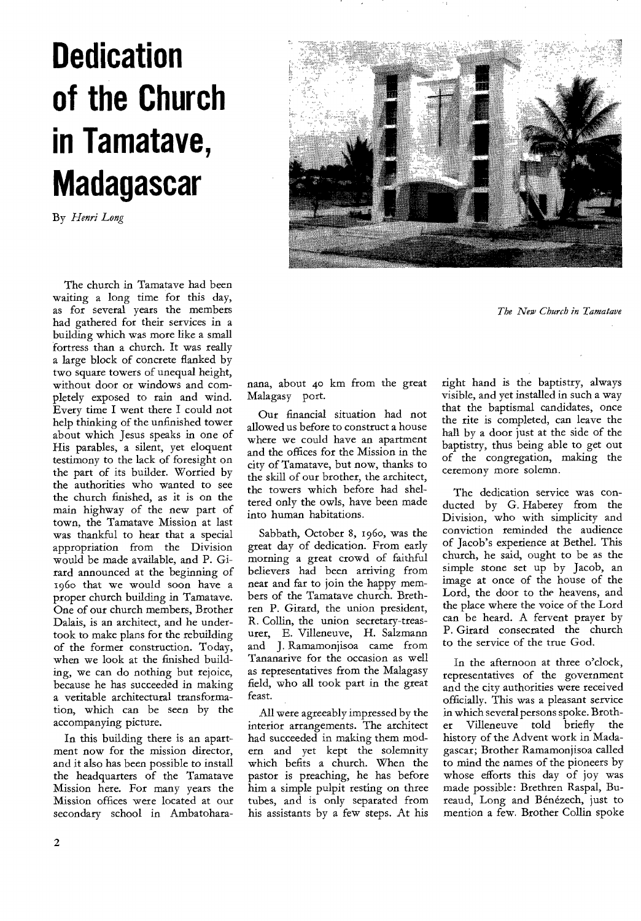# Dedication of the Church in Tamatave, Madagascar

By *Henri Long*

*The New Church in Tamatave*

The church in Tamatave had been waiting a long time for this day, as for several years the members had gathered for their services in a building which was more like a small fortress than a church. It was really a large block of concrete flanked by two square towers of unequal height, without door or windows and completely exposed to rain and wind. Every time I went there I could not help thinking of the unfinished tower about which Jesus speaks in one of His parables, a silent, yet eloquent testimony to the lack of foresight on the part of its builder. Worried by the authorities who wanted to see the church finished, as it is on the main highway of the new part of town, the Tamatave Mission at last was thankful to hear that a special appropriation from the Division would be made available, and P. Girard announced at the beginning of 1960 that we would soon have a proper church building in Tamatave. One of our church members, Brother Dalais, is an architect, and he undertook to make plans for the rebuilding of the former construction. Today, when we look at the finished building, we can do nothing but rejoice, because he has succeeded in making a veritable architectural transformation, which can be seen by the accompanying picture.

In this building there is an apartment now for the mission director, and it also has been possible to install the headquarters of the Tamatave Mission here. For many years the Mission offices were located at our secondary school in Ambatoharanana, about 40 km from the great Malagasy port.

Our financial situation had not allowed us before to construct a house where we could have an apartment and the offices for the Mission in the city of Tamatave, but now, thanks to the skill of our brother, the architect, the towers which before had sheltered only the owls, have been made into human habitations.

Sabbath, October 8, 1960, was the great day of dedication. From early morning a great crowd of faithful believers had been arriving from near and far to join the happy members of the Tamatave church. Brethren P. Girard, the union president, R. Collin, the union secretary-treasurer, E. Villeneuve, H. Salzmann and J. Ramamonjisoa came from Tananarive for the occasion as well as representatives from the Malagasy field, who all took part in the great feast.

All were agreeably impressed by the interior arrangements. The architect had succeeded in making them modern and yet kept the solemnity which befits a church. When the pastor is preaching, he has before him a simple pulpit resting on three tubes, and is only separated from his assistants by a few steps. At his right hand is the baptistry, always visible, and yet installed in such a way that the baptismal candidates, once the rite is completed, can leave the hall by a door just at the side of the baptistry, thus being able to get out of the congregation, making the ceremony more solemn.

The dedication service was conducted by G. Haberey from the Division, who with simplicity and conviction reminded the audience of Jacob's experience at Bethel. This church, he said, ought to be as the simple stone set up by Jacob, an image at once of the house of the Lord, the door to the heavens, and the place where the voice of the Lord can be heard. A fervent prayer by P. Girard consecrated the church to the service of the true God.

In the afternoon at three o'clock, representatives of the government and the city authorities were received officially. This was a pleasant service in which several persons spoke. Brother Villeneuve told briefly the history of the Advent work in Madagascar; Brother Ramamonjisoa called to mind the names of the pioneers by whose efforts this day of joy was made possible: Brethren Raspal, Bureaud, Long and Bénézech, just to mention a few. Brother Collin spoke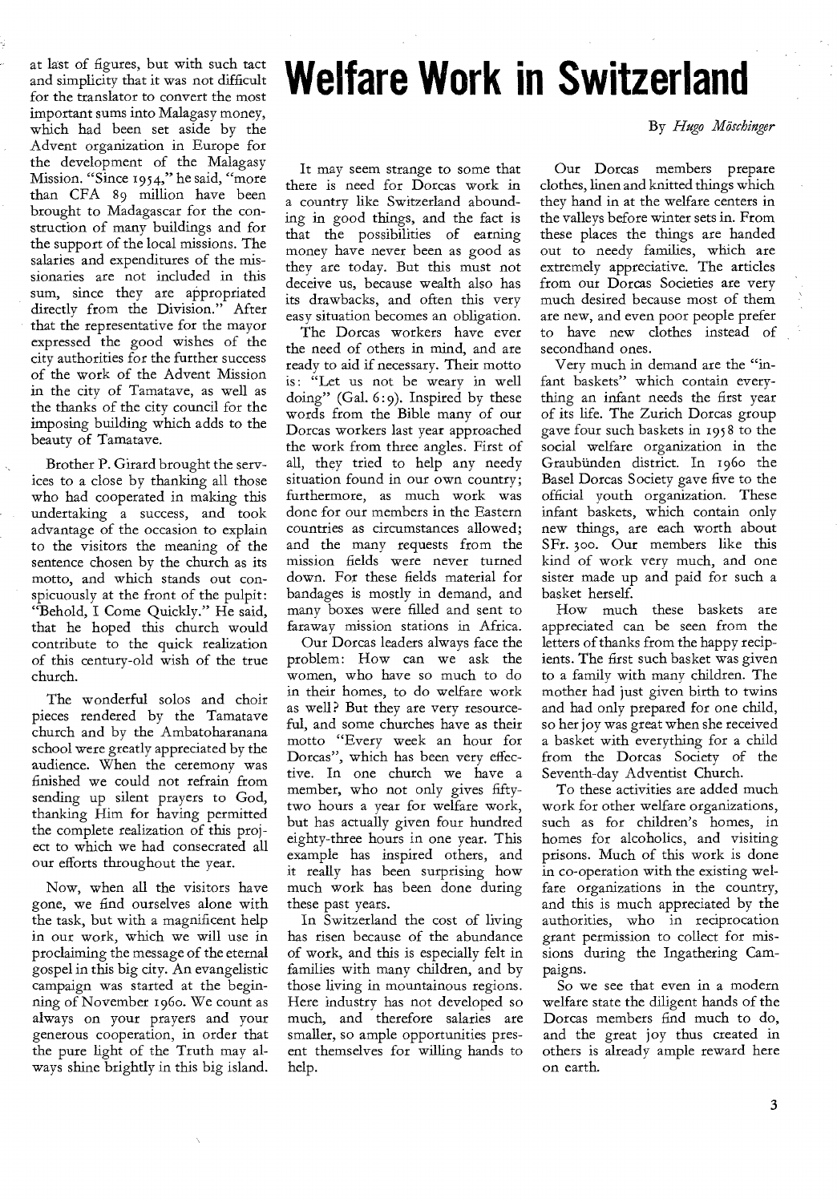at last of figures, but with such tact and simplicity that it was not difficult for the translator to convert the most important sums into Malagasy money, which had been set aside by the Advent organization in Europe for the development of the Malagasy Mission. "Since 1954," he said, "more than CFA 89 million have been brought to Madagascar for the construction of many buildings and for the support of the local missions. The salaries and expenditures of the missionaries are not included in this sum, since they are appropriated directly from the Division." After that the representative for the mayor expressed the good wishes of the city authorities for the further success of the work of the Advent Mission in the city of Tamatave, as well as the thanks of the city council for the imposing building which adds to the beauty of Tamatave.

Brother P. Girard brought the services to a close by thanking all those who had cooperated in making this undertaking a success, and took advantage of the occasion to explain to the visitors the meaning of the sentence chosen by the church as its motto, and which stands out conspicuously at the front of the pulpit: "Behold, I Come Quickly." He said, that he hoped this church would contribute to the quick realization of this century-old wish of the true church.

The wonderful solos and choir pieces rendered by the Tamatave church and by the Ambatoharanana school were greatly appreciated by the audience. When the ceremony was finished we could not refrain from sending up silent prayers to God, thanking Him for having permitted the complete realization of this project to which we had consecrated all our efforts throughout the year.

Now, when all the visitors have gone, we find ourselves alone with the task, but with a magnificent help in our work, which we will use in proclaiming the message of the eternal gospel in this big city. An evangelistic campaign was started at the beginning of November 1960. We count as always on your prayers and your generous cooperation, in order that the pure light of the Truth may always shine brightly in this big island.

# Welfare Work in Switzerland

By *Hugo Möschinger*

It may seem strange to some that there is need for Dorcas work in a country like Switzerland abounding in good things, and the fact is that the possibilities of earning money have never been as good as they are today. But this must not deceive us, because wealth also has its drawbacks, and often this very easy situation becomes an obligation.

The Dorcas workers have ever the need of others in mind, and are ready to aid if necessary. Their motto is: "Let us not be weary in well doing" (Gal. 6:9). Inspired by these words from the Bible many of our Dorcas workers last year approached the work from three angles. First of all, they tried to help any needy situation found in our own country; furthermore, as much work was done for our members in the Eastern countries as circumstances allowed; and the many requests from the mission fields were never turned down. For these fields material for bandages is mostly in demand, and many boxes were filled and sent to faraway mission stations in Africa.

Our Dorcas leaders always face the problem: How can we ask the women, who have so much to do in their homes, to do welfare work as well? But they are very resourceful, and some churches have as their motto "Every week an hour for Dorcas", which has been very effective. In one church we have a member, who not only gives fifty-two hours a year for welfare work, but has actually given four hundred eighty-three hours in one year. This example has inspired others, and it really has been surprising how much work has been done during these past years.

In Switzerland the cost of living has risen because of the abundance of work, and this is especially felt in families with many children, and by those living in mountainous regions. Here industry has not developed so much, and therefore salaries are smaller, so ample opportunities present themselves for willing hands to help.

Our Dorcas members prepare clothes, linen and knitted things which they hand in at the welfare centers in the valleys before winter sets in. From these places the things are handed out to needy families, which are extremely appreciative. The articles from our Dorcas Societies are very much desired because most of them are new, and even poor people prefer to have new clothes instead of secondhand ones.

Very much in demand are the "infant baskets" which contain everything an infant needs the first year of its life. The Zurich Dorcas group gave four such baskets in 1958 to the social welfare organization in the Graubünden district. In 1960 the Basel Dorcas Society gave five to the official youth organization. These infant baskets, which contain only new things, are each worth about SFr. 300. Our members like this kind of work very much, and one sister made up and paid for such a basket herself.

How much these baskets are appreciated can be seen from the letters of thanks from the happy recipients. The first such basket was given to a family with many children. The mother had just given birth to twins and had only prepared for one child, so her joy was great when she received a basket with everything for a child from the Dorcas Society of the Seventh-day Adventist Church.

To these activities are added much work for other welfare organizations, such as for children's homes, in homes for alcoholics, and visiting prisons. Much of this work is done in co-operation with the existing welfare organizations in the country, and this is much appreciated by the authorities, who in reciprocation grant permission to collect for missions during the Ingathering Campaigns.

So we see that even in a modern welfare state the diligent hands of the Dorcas members find much to do, and the great joy thus created in others is already ample reward here on earth.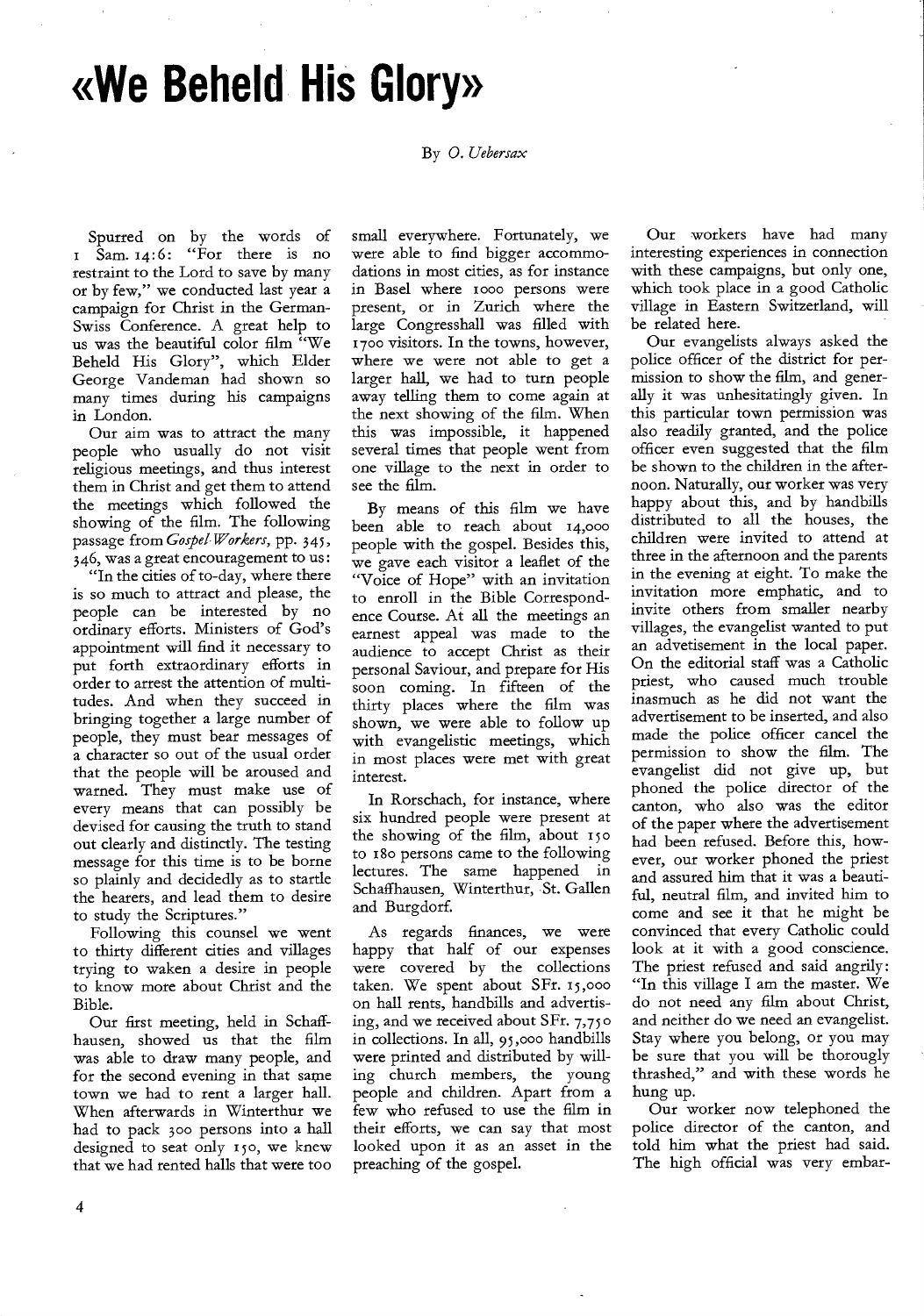# «We Beheld His Glory»

By *O. Uebersax*

Spurred on by the words of 1 Sam. 14:6: "For there is no restraint to the Lord to save by many or by few," we conducted last year a campaign for Christ in the German-Swiss Conference. A great help to us was the beautiful color film "We Beheld His Glory", which Elder George Vandeman had shown so many times during his campaigns in London.

Our aim was to attract the many people who usually do not visit religious meetings, and thus interest them in Christ and get them to attend the meetings which followed the showing of the film. The following passage from *Gospel Workers*, pp. 345, 346, was a great encouragement to us:

"In the cities of to-day, where there is so much to attract and please, the people can be interested by no ordinary efforts. Ministers of God's appointment will find it necessary to put forth extraordinary efforts in order to arrest the attention of multitudes. And when they succeed in bringing together a large number of people, they must bear messages of a character so out of the usual order that the people will be aroused and warned. They must make use of every means that can possibly be devised for causing the truth to stand out clearly and distinctly. The testing message for this time is to be borne so plainly and decidedly as to startle the hearers, and lead them to desire to study the Scriptures."

Following this counsel we went to thirty different cities and villages trying to waken a desire in people to know more about Christ and the Bible.

Our first meeting, held in Schaffhausen, showed us that the film was able to draw many people, and for the second evening in that same town we had to rent a larger hall. When afterwards in Winterthur we had to pack 300 persons into a hall designed to seat only 150, we knew that we had rented halls that were too small everywhere. Fortunately, we were able to find bigger accommodations in most cities, as for instance in Basel where 1000 persons were present, or in Zurich where the large Congresshall was filled with 1700 visitors. In the towns, however, where we were not able to get a larger hall, we had to turn people away telling them to come again at the next showing of the film. When this was impossible, it happened several times that people went from one village to the next in order to see the film.

By means of this film we have been able to reach about 14,000 people with the gospel. Besides this, we gave each visitor a leaflet of the "Voice of Hope" with an invitation to enroll in the Bible Correspondence Course. At all the meetings an earnest appeal was made to the audience to accept Christ as their personal Saviour, and prepare for His soon coming. In fifteen of the thirty places where the film was shown, we were able to follow up with evangelistic meetings, which in most places were met with great interest.

In Rorschach, for instance, where six hundred people were present at the showing of the film, about 150 to 180 persons came to the following lectures. The same happened in Schaffhausen, Winterthur, St. Gallen and Burgdorf.

As regards finances, we were happy that half of our expenses were covered by the collections taken. We spent about SFr. 15,000 on hall rents, handbills and advertising, and we received about SFr. 7,750 in collections. In all, 95,000 handbills were printed and distributed by willing church members, the young people and children. Apart from a few who refused to use the film in their efforts, we can say that most looked upon it as an asset in the preaching of the gospel.

Our workers have had many interesting experiences in connection with these campaigns, but only one, which took place in a good Catholic village in Eastern Switzerland, will be related here.

Our evangelists always asked the police officer of the district for permission to show the film, and generally it was unhesitatingly given. In this particular town permission was also readily granted, and the police officer even suggested that the film be shown to the children in the afternoon. Naturally, our worker was very happy about this, and by handbills distributed to all the houses, the children were invited to attend at three in the afternoon and the parents in the evening at eight. To make the invitation more emphatic, and to invite others from smaller nearby villages, the evangelist wanted to put an advetisement in the local paper. On the editorial staff was a Catholic priest, who caused much trouble inasmuch as he did not want the advertisement to be inserted, and also made the police officer cancel the permission to show the film. The evangelist did not give up, but phoned the police director of the canton, who also was the editor of the paper where the advertisement had been refused. Before this, however, our worker phoned the priest and assured him that it was a beautiful, neutral film, and invited him to come and see it that he might be convinced that every Catholic could look at it with a good conscience. The priest refused and said angrily: "In this village I am the master. We do not need any film about Christ, and neither do we need an evangelist. Stay where you belong, or you may be sure that you will be thoroughly thrashed," and with these words he hung up.

Our worker now telephoned the police director of the canton, and told him what the priest had said. The high official was very embar-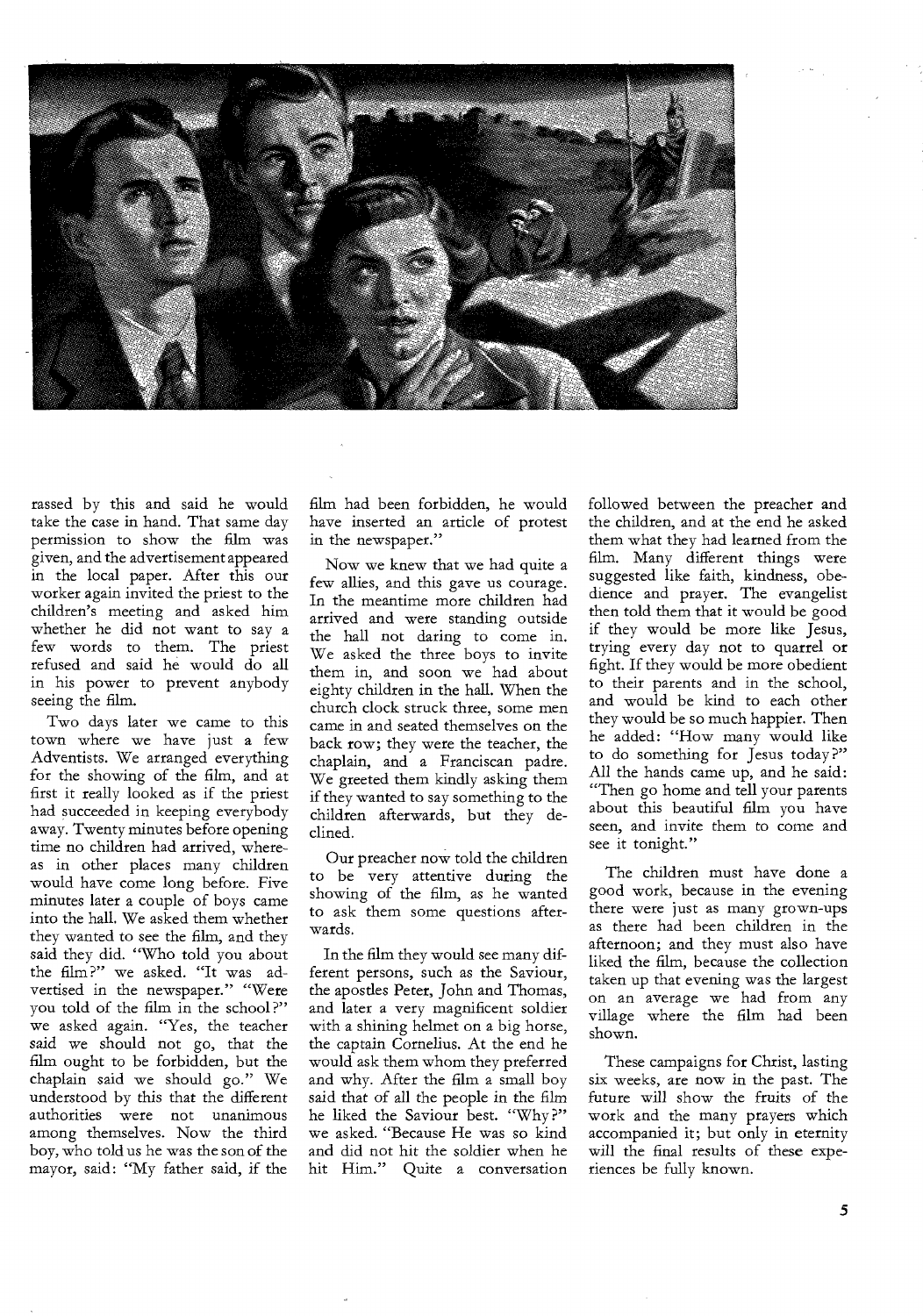rassed by this and said he would take the case in hand. That same day permission to show the film was given, and the advertisement appeared in the local paper. After this our worker again invited the priest to the children's meeting and asked him whether he did not want to say a few words to them. The priest refused and said he would do all in his power to prevent anybody seeing the film.

Two days later we came to this town where we have just a few Adventists. We arranged everything for the showing of the film, and at first it really looked as if the priest had succeeded in keeping everybody away. Twenty minutes before opening time no children had arrived, whereas in other places many children would have come long before. Five minutes later a couple of boys came into the hall. We asked them whether they wanted to see the film, and they said they did. "Who told you about the film?" we asked. "It was advertised in the newspaper." "Were you told of the film in the school?" we asked again. "Yes, the teacher said we should not go, that the film ought to be forbidden, but the chaplain said we should go." We understood by this that the different authorities were not unanimous among themselves. Now the third boy, who told us he was the son of the mayor, said: "My father said, if the film had been forbidden, he would have inserted an article of protest in the newspaper."

Now we knew that we had quite a few allies, and this gave us courage. In the meantime more children had arrived and were standing outside the hall not daring to come in. We asked the three boys to invite them in, and soon we had about eighty children in the hall. When the church clock struck three, some men came in and seated themselves on the back row; they were the teacher, the chaplain, and a Franciscan padre. We greeted them kindly asking them if they wanted to say something to the children afterwards, but they declined.

Our preacher now told the children to be very attentive during the showing of the film, as he wanted to ask them some questions afterwards.

In the film they would see many different persons, such as the Saviour, the apostles Peter, John and Thomas, and later a very magnificent soldier with a shining helmet on a big horse, the captain Cornelius. At the end he would ask them whom they preferred and why. After the film a small boy said that of all the people in the film he liked the Saviour best. "Why?" we asked. "Because He was so kind and did not hit the soldier when he hit Him." Quite a conversation followed between the preacher and the children, and at the end he asked them what they had learned from the film. Many different things were suggested like faith, kindness, obedience and prayer. The evangelist then told them that it would be good if they would be more like Jesus, trying every day not to quarrel or fight. If they would be more obedient to their parents and in the school, and would be kind to each other they would be so much happier. Then he added: "How many would like to do something for Jesus today?" All the hands came up, and he said: "Then go home and tell your parents about this beautiful film you have seen, and invite them to come and see it tonight."

The children must have done a good work, because in the evening there were just as many grown-ups as there had been children in the afternoon; and they must also have liked the film, because the collection taken up that evening was the largest on an average we had from any village where the film had been shown.

These campaigns for Christ, lasting six weeks, are now in the past. The future will show the fruits of the work and the many prayers which accompanied it; but only in eternity will the final results of these experiences be fully known.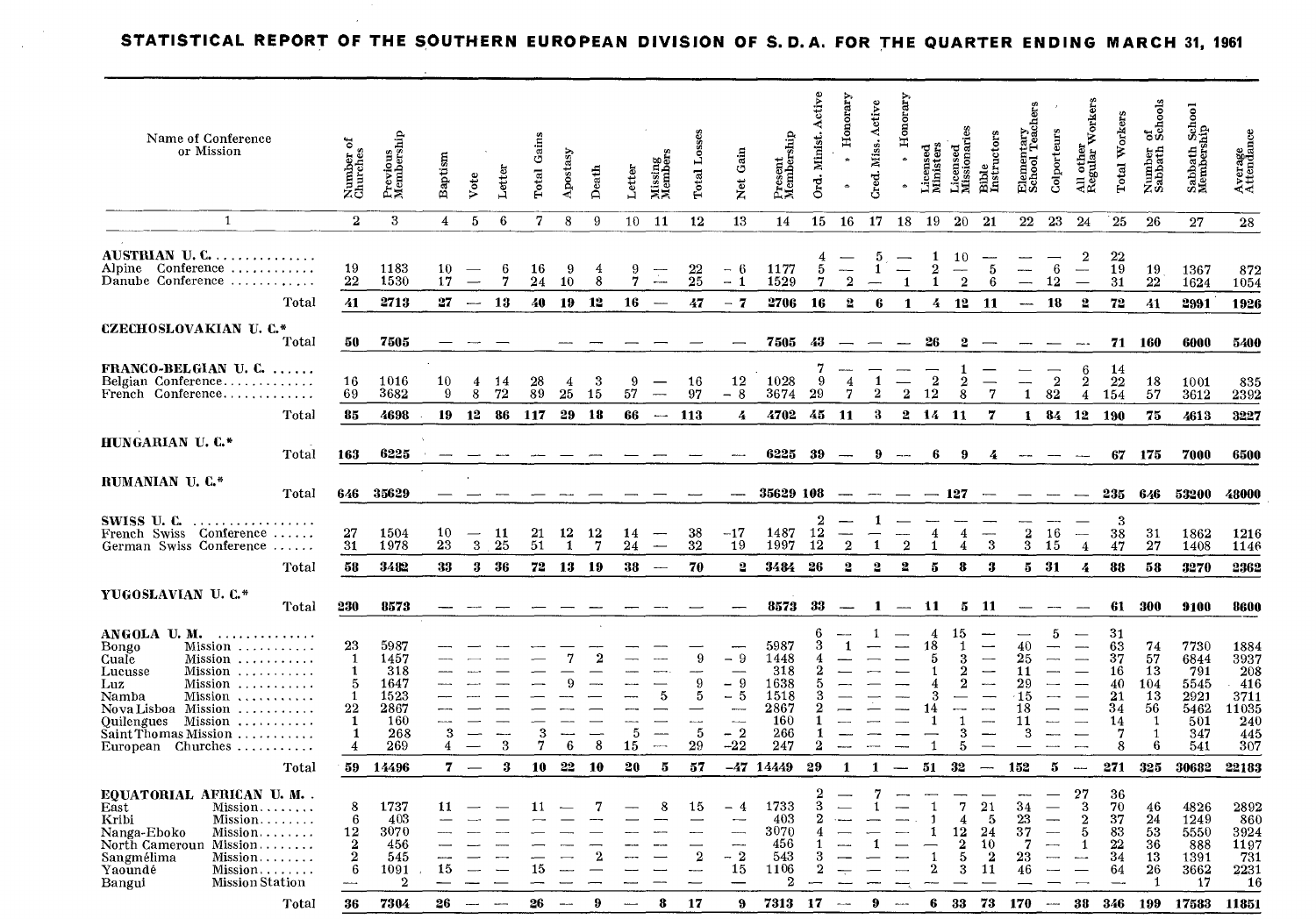# STATISTICAL REPORT OF THE SOUTHERN EUROPEAN DIVISION OF S. D. A. FOR THE QUARTER ENDING MARCH 31, 1961

| Name of Conference or Mission | Number of Churches | Previous Membership | Baptism | Vote | Letter | Total Gains | Apostasy | Death | Letter | Missing Members | Total Losses | Net Gain | Present Membership | Ord. Minist. Active | " Honorary | Cred. Miss. Active | " Honorary | Licensed Ministers | Licensed Missionaries | Bible Instructors | Elementary School Teachers | Colporteurs | All other Regular Workers | Total Workers | Number of Sabbath Schools | Sabbath School Membership | Average Attendance |
|---|---|---|---|---|---|---|---|---|---|---|---|---|---|---|---|---|---|---|---|---|---|---|---|---|---|---|---|
| 1 | 2 | 3 | 4 | 5 | 6 | 7 | 8 | 9 | 10 | 11 | 12 | 13 | 14 | 15 | 16 | 17 | 18 | 19 | 20 | 21 | 22 | 23 | 24 | 25 | 26 | 27 | 28 |
| **AUSTRIAN U. C.** | | | | | | | | | | | | | | 4 | — | 5 | — | 1 | 10 | — | — | — | 2 | 22 | | | |
| Alpine Conference | 19 | 1183 | 10 | — | 6 | 16 | 9 | 4 | 9 | — | 22 | − 6 | 1177 | 5 | — | 1 | — | 2 | — | 5 | — | 6 | — | 19 | 19 | 1367 | 872 |
| Danube Conference | 22 | 1530 | 17 | — | 7 | 24 | 10 | 8 | 7 | — | 25 | − 1 | 1529 | 7 | 2 | — | 1 | 1 | 2 | 6 | — | 12 | — | 31 | 22 | 1624 | 1054 |
| Total | **41** | **2713** | **27** | **—** | **13** | **40** | **19** | **12** | **16** | **—** | **47** | **− 7** | **2706** | **16** | **2** | **6** | **1** | **4** | **12** | **11** | **—** | **18** | **2** | **72** | **41** | **2991** | **1926** |
| **CZECHOSLOVAKIAN U. C.*** Total | **50** | **7505** | — | — | — | — | — | — | — | — | — | — | **7505** | **43** | — | — | — | **26** | **2** | — | — | — | — | **71** | **160** | **6000** | **5400** |
| **FRANCO-BELGIAN U. C.** | | | | | | | | | | | | | | 7 | — | — | — | — | 1 | — | — | — | 6 | 14 | | | |
| Belgian Conference | 16 | 1016 | 10 | 4 | 14 | 28 | 4 | 3 | 9 | — | 16 | 12 | 1028 | 9 | 4 | 1 | — | 2 | 2 | — | — | 2 | 2 | 22 | 18 | 1001 | 835 |
| French Conference | 69 | 3682 | 9 | 8 | 72 | 89 | 25 | 15 | 57 | — | 97 | − 8 | 3674 | 29 | 7 | 2 | 2 | 12 | 8 | 7 | 1 | 82 | 4 | 154 | 57 | 3612 | 2392 |
| Total | **85** | **4698** | **19** | **12** | **86** | **117** | **29** | **18** | **66** | **—** | **113** | **4** | **4702** | **45** | **11** | **3** | **2** | **14** | **11** | **7** | **1** | **84** | **12** | **190** | **75** | **4613** | **3227** |
| **HUNGARIAN U. C.*** Total | **163** | **6225** | — | — | — | — | — | — | — | — | — | — | **6225** | **39** | — | **9** | — | **6** | **9** | **4** | — | — | — | **67** | **175** | **7000** | **6500** |
| **RUMANIAN U. C.*** Total | **646** | **35629** | — | — | — | — | — | — | — | — | — | — | **35629** | **108** | — | — | — | — | **127** | — | — | — | — | **235** | **646** | **53200** | **48000** |
| **SWISS U. C.** | | | | | | | | | | | | | | 2 | — | 1 | | | | | | | | 3 | | | |
| French Swiss Conference | 27 | 1504 | 10 | — | 11 | 21 | 12 | 12 | 14 | — | 38 | −17 | 1487 | 12 | — | — | — | 4 | 4 | — | 2 | 16 | — | 38 | 31 | 1862 | 1216 |
| German Swiss Conference | 31 | 1978 | 23 | 3 | 25 | 51 | 1 | 7 | 24 | — | 32 | 19 | 1997 | 12 | 2 | 1 | 2 | 1 | 4 | 3 | 3 | 15 | 4 | 47 | 27 | 1408 | 1146 |
| Total | **58** | **3482** | **33** | **3** | **36** | **72** | **13** | **19** | **38** | **—** | **70** | **2** | **3484** | **26** | **2** | **2** | **2** | **5** | **8** | **3** | **5** | **31** | **4** | **88** | **58** | **3270** | **2362** |
| **YUGOSLAVIAN U. C.*** Total | **230** | **8573** | — | — | — | — | — | — | — | — | — | — | **8573** | **33** | — | **1** | — | **11** | **5** | **11** | — | — | — | **61** | **300** | **9100** | **8600** |
| **ANGOLA U. M.** | | | | | | | | | | | | | | 6 | — | 1 | — | 4 | 15 | — | — | 5 | — | 31 | | | |
| Bongo Mission | 23 | 5987 | — | — | — | — | — | — | — | — | — | — | 5987 | 3 | 1 | — | — | 18 | 1 | — | 40 | — | — | 63 | 74 | 7730 | 1884 |
| Cuale Mission | 1 | 1457 | — | — | — | — | 7 | 2 | — | — | 9 | − 9 | 1448 | 4 | — | — | — | 5 | 3 | — | 25 | — | — | 37 | 57 | 6844 | 3937 |
| Lucusse Mission | 1 | 318 | — | — | — | — | — | — | — | — | — | — | 318 | 2 | — | — | — | 1 | 2 | — | 11 | — | — | 16 | 13 | 791 | 208 |
| Luz Mission | 5 | 1647 | — | — | — | — | 9 | — | — | — | 9 | − 9 | 1638 | 5 | — | — | — | 4 | 2 | — | 29 | — | — | 40 | 104 | 5545 | 416 |
| Namba Mission | 1 | 1523 | — | — | — | — | — | — | — | 5 | 5 | − 5 | 1518 | 3 | — | — | — | 3 | — | — | 15 | — | — | 21 | 13 | 2921 | 3711 |
| Nova Lisboa Mission | 22 | 2867 | — | — | — | — | — | — | — | — | — | — | 2867 | 2 | — | — | — | 14 | — | — | 18 | — | — | 34 | 56 | 5462 | 11035 |
| Quilengues Mission | 1 | 160 | — | — | — | — | — | — | — | — | — | — | 160 | 1 | — | — | — | 1 | 1 | — | 11 | — | — | 14 | 1 | 501 | 240 |
| Saint Thomas Mission | 1 | 268 | 3 | — | — | 3 | — | — | 5 | — | 5 | − 2 | 266 | 1 | — | — | — | — | 3 | — | 3 | — | — | 7 | 1 | 347 | 445 |
| European Churches | 4 | 269 | 4 | — | 3 | 7 | 6 | 8 | 15 | — | 29 | −22 | 247 | 2 | — | — | — | 1 | 5 | — | — | — | — | 8 | 6 | 541 | 307 |
| Total | **59** | **14496** | **7** | **—** | **3** | **10** | **22** | **10** | **20** | **5** | **57** | **−47** | **14449** | **29** | **1** | **1** | **—** | **51** | **32** | **—** | **152** | **5** | **—** | **271** | **325** | **30682** | **22183** |
| **EQUATORIAL AFRICAN U. M.** | | | | | | | | | | | | | | 2 | — | 7 | — | — | — | — | — | — | 27 | 36 | | | |
| East Mission | 8 | 1737 | 11 | — | — | 11 | — | 7 | — | 8 | 15 | − 4 | 1733 | 3 | — | 1 | — | 1 | 7 | 21 | 34 | — | 3 | 70 | 46 | 4826 | 2892 |
| Kribi Mission | 6 | 403 | — | — | — | — | — | — | — | — | — | — | 403 | 2 | — | — | — | 1 | 4 | 5 | 23 | — | 2 | 37 | 24 | 1249 | 860 |
| Nanga-Eboko Mission | 12 | 3070 | — | — | — | — | — | — | — | — | — | — | 3070 | 4 | — | — | — | 1 | 12 | 24 | 37 | — | 5 | 83 | 53 | 5550 | 3924 |
| North Cameroun Mission | 2 | 456 | — | — | — | — | — | — | — | — | — | — | 456 | 1 | — | 1 | — | — | 2 | 10 | 7 | — | 1 | 22 | 36 | 888 | 1197 |
| Sangmélima Mission | 2 | 545 | — | — | — | — | — | 2 | — | — | 2 | − 2 | 543 | 3 | — | — | — | 1 | 5 | 2 | 23 | — | — | 34 | 13 | 1391 | 731 |
| Yaoundé Mission | 6 | 1091 | 15 | — | — | 15 | — | — | — | — | — | 15 | 1106 | 2 | — | — | — | 2 | 3 | 11 | 46 | — | — | 64 | 26 | 3662 | 2231 |
| Bangui Mission Station | — | 2 | — | — | — | — | — | — | — | — | — | — | 2 | — | — | — | — | — | — | — | — | — | — | — | 1 | 17 | 16 |
| Total | **36** | **7304** | **26** | **—** | **—** | **26** | **—** | **9** | **—** | **8** | **17** | **9** | **7313** | **17** | **—** | **9** | **—** | **6** | **33** | **73** | **170** | **—** | **38** | **346** | **199** | **17583** | **11851** |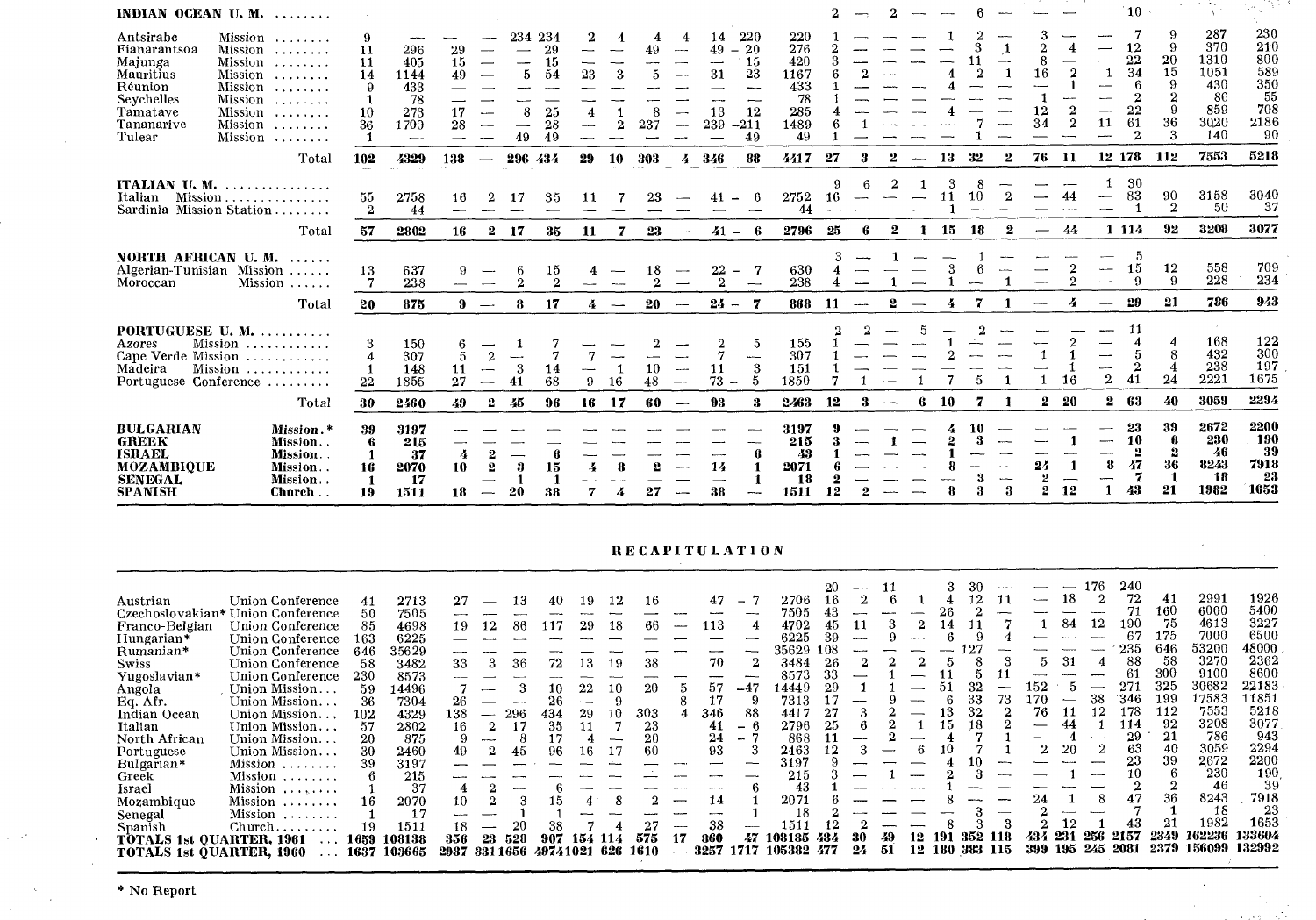| | | | | | | | | | | | | | | | | | | | | | | | | | | | | |
|---|---|---|---|---|---|---|---|---|---|---|---|---|---|---|---|---|---|---|---|---|---|---|---|---|---|---|---|---|
| **INDIAN OCEAN U. M.** | | | | | | | | | | | | | | | 2 | — | 2 | — | — | 6 | — | — | — | | 10 | | | |
| Antsirabe | Mission | 9 | — | — | — | 234 | 234 | 2 | 4 | 4 | 4 | 14 | 220 | 220 | 1 | — | — | — | 1 | 2 | — | 3 | — | — | 7 | 9 | 287 | 230 |
| Fianarantsoa | Mission | 11 | 296 | 29 | — | — | 29 | — | — | 49 | — | 49 | -20 | 276 | 2 | — | — | — | — | 3 | 1 | 2 | 4 | — | 12 | 9 | 370 | 210 |
| Majunga | Mission | 11 | 405 | 15 | — | — | 15 | — | — | — | — | — | 15 | 420 | 3 | — | — | — | — | 11 | — | 8 | — | — | 22 | 20 | 1310 | 800 |
| Mauritius | Mission | 14 | 1144 | 49 | — | 5 | 54 | 23 | 3 | 5 | — | 31 | 23 | 1167 | 6 | 2 | — | — | 4 | 2 | 1 | 16 | 2 | 1 | 34 | 15 | 1051 | 589 |
| Réunion | Mission | 9 | 433 | — | — | — | — | — | — | — | — | — | — | 433 | 1 | — | — | — | 4 | — | — | — | 1 | — | 6 | 9 | 430 | 350 |
| Seychelles | Mission | 1 | 78 | — | — | — | — | — | — | — | — | — | — | 78 | 1 | — | — | — | — | — | — | 1 | — | — | 2 | 2 | 86 | 55 |
| Tamatave | Mission | 10 | 273 | 17 | — | 8 | 25 | 4 | 1 | 8 | — | 13 | 12 | 285 | 4 | — | — | — | 4 | — | — | 12 | 2 | — | 22 | 9 | 859 | 708 |
| Tananarive | Mission | 36 | 1700 | 28 | — | — | 28 | — | 2 | 237 | — | 239 | -211 | 1489 | 6 | 1 | — | — | — | 7 | — | 34 | 2 | 11 | 61 | 36 | 3020 | 2186 |
| Tulear | Mission | 1 | — | — | — | 49 | 49 | — | — | — | — | — | 49 | 49 | 1 | — | — | — | — | 1 | — | — | — | — | 2 | 3 | 140 | 90 |
| | **Total** | **102** | **4329** | **138** | **—** | **296** | **434** | **29** | **10** | **303** | **4** | **346** | **88** | **4417** | **27** | **3** | **2** | **—** | **13** | **32** | **2** | **76** | **11** | **12** | **178** | **112** | **7553** | **5218** |
| **ITALIAN U. M.** | | | | | | | | | | | | | | | 9 | 6 | 2 | 1 | 3 | 8 | — | — | — | 1 | 30 | | | |
| Italian | Mission | 55 | 2758 | 16 | 2 | 17 | 35 | 11 | 7 | 23 | — | 41 | -6 | 2752 | 16 | — | — | — | 11 | 10 | 2 | — | 44 | — | 83 | 90 | 3158 | 3040 |
| Sardinia | Mission Station | 2 | 44 | — | — | — | — | — | — | — | — | — | — | 44 | — | — | — | — | 1 | — | — | — | — | — | 1 | 2 | 50 | 37 |
| | **Total** | **57** | **2802** | **16** | **2** | **17** | **35** | **11** | **7** | **23** | **—** | **41** | **-6** | **2796** | **25** | **6** | **2** | **1** | **15** | **18** | **2** | **—** | **44** | **1** | **114** | **92** | **3208** | **3077** |
| **NORTH AFRICAN U. M.** | | | | | | | | | | | | | | | 3 | — | 1 | — | — | 1 | — | — | — | — | 5 | | | |
| Algerian-Tunisian | Mission | 13 | 637 | 9 | — | 6 | 15 | 4 | — | 18 | — | 22 | -7 | 630 | 4 | — | — | — | 3 | 6 | — | — | 2 | — | 15 | 12 | 558 | 709 |
| Moroccan | Mission | 7 | 238 | — | — | 2 | 2 | — | — | 2 | — | 2 | — | 238 | 4 | — | 1 | — | 1 | — | 1 | — | 2 | — | 9 | 9 | 228 | 234 |
| | **Total** | **20** | **875** | **9** | **—** | **8** | **17** | **4** | **—** | **20** | **—** | **24** | **-7** | **868** | **11** | **—** | **2** | **—** | **4** | **7** | **1** | **—** | **4** | **—** | **29** | **21** | **786** | **943** |
| **PORTUGUESE U. M.** | | | | | | | | | | | | | | | 2 | 2 | — | 5 | — | 2 | — | — | — | — | 11 | | | |
| Azores | Mission | 3 | 150 | 6 | — | 1 | 7 | — | — | 2 | — | 2 | 5 | 155 | 1 | — | — | — | 1 | — | — | — | 2 | — | 4 | 4 | 168 | 122 |
| Cape Verde | Mission | 4 | 307 | 5 | 2 | — | 7 | 7 | — | — | — | 7 | — | 307 | 1 | — | — | — | 2 | — | — | 1 | 1 | — | 5 | 8 | 432 | 300 |
| Madeira | Mission | 1 | 148 | 11 | — | 3 | 14 | — | 1 | 10 | — | 11 | 3 | 151 | 1 | — | — | — | — | — | — | — | 1 | — | 2 | 4 | 238 | 197 |
| Portuguese | Conference | 22 | 1855 | 27 | — | 41 | 68 | 9 | 16 | 48 | — | 73 | -5 | 1850 | 7 | 1 | — | 1 | 7 | 5 | 1 | 1 | 16 | 2 | 41 | 24 | 2221 | 1675 |
| | **Total** | **30** | **2460** | **49** | **2** | **45** | **96** | **16** | **17** | **60** | **—** | **93** | **3** | **2463** | **12** | **3** | **—** | **6** | **10** | **7** | **1** | **2** | **20** | **2** | **63** | **40** | **3059** | **2294** |
| **BULGARIAN** | **Mission.*** | **39** | **3197** | — | — | — | — | — | — | — | — | — | — | **3197** | **9** | — | — | — | **4** | **10** | — | — | — | — | **23** | **39** | **2672** | **2200** |
| **GREEK** | **Mission.** | **6** | **215** | — | — | — | — | — | — | — | — | — | — | **215** | **3** | — | **1** | — | **2** | **3** | — | — | **1** | — | **10** | **6** | **230** | **190** |
| **ISRAEL** | **Mission.** | **1** | **37** | **4** | **2** | — | **6** | — | — | — | — | — | **6** | **43** | **1** | — | — | — | **1** | — | — | — | — | — | **2** | **2** | **46** | **39** |
| **MOZAMBIQUE** | **Mission.** | **16** | **2070** | **10** | **2** | **3** | **15** | **4** | **8** | **2** | — | **14** | **1** | **2071** | **6** | — | — | — | **8** | — | — | **24** | **1** | **8** | **47** | **36** | **8243** | **7918** |
| **SENEGAL** | **Mission.** | **1** | **17** | — | — | **1** | **1** | — | — | — | — | — | **1** | **18** | **2** | — | — | — | — | **3** | — | **2** | — | — | **7** | **1** | **18** | **23** |
| **SPANISH** | **Church.** | **19** | **1511** | **18** | — | **20** | **38** | **7** | **4** | **27** | — | **38** | — | **1511** | **12** | **2** | — | — | **8** | **3** | **3** | **2** | **12** | **1** | **43** | **21** | **1982** | **1653** |

## RECAPITULATION

| | | | | | | | | | | | | | | | | | | | | | | | | | | | | |
|---|---|---|---|---|---|---|---|---|---|---|---|---|---|---|---|---|---|---|---|---|---|---|---|---|---|---|---|---|
| | | | | | | | | | | | | | | | 20 | — | 11 | — | 3 | 30 | — | — | — | 176 | 240 | | | |
| Austrian | Union Conference | 41 | 2713 | 27 | — | 13 | 40 | 19 | 12 | 16 | — | 47 | -7 | 2706 | 16 | 2 | 6 | 1 | 4 | 12 | 11 | — | 18 | 2 | 72 | 41 | 2991 | 1926 |
| Czechoslovakian* | Union Conference | 50 | 7505 | — | — | — | — | — | — | — | — | — | — | 7505 | 43 | — | — | — | 26 | 2 | — | — | — | — | 71 | 160 | 6000 | 5400 |
| Franco-Belgian | Union Conference | 85 | 4698 | 19 | 12 | 86 | 117 | 29 | 18 | 66 | — | 113 | 4 | 4702 | 45 | 11 | 3 | 2 | 14 | 11 | 7 | 1 | 84 | 12 | 190 | 75 | 4613 | 3227 |
| Hungarian* | Union Conference | 163 | 6225 | — | — | — | — | — | — | — | — | — | — | 6225 | 39 | — | 9 | — | 6 | 9 | 4 | — | — | — | 67 | 175 | 7000 | 6500 |
| Rumanian* | Union Conference | 646 | 35629 | — | — | — | — | — | — | — | — | — | — | 35629 | 108 | — | — | — | — | 127 | — | — | — | — | 235 | 646 | 53200 | 48000 |
| Swiss | Union Conference | 58 | 3482 | 33 | 3 | 36 | 72 | 13 | 19 | 38 | — | 70 | 2 | 3484 | 26 | 2 | 2 | 2 | 5 | 8 | 3 | 5 | 31 | 4 | 88 | 58 | 3270 | 2362 |
| Yugoslavian* | Union Conference | 230 | 8573 | — | — | — | — | — | — | — | — | — | — | 8573 | 33 | — | 1 | — | 11 | 5 | 11 | — | — | — | 61 | 300 | 9100 | 8600 |
| Angola | Union Mission | 59 | 14496 | 7 | — | 3 | 10 | 22 | 10 | 20 | 5 | 57 | -47 | 14449 | 29 | 1 | 1 | — | 51 | 32 | — | 152 | 5 | — | 271 | 325 | 30682 | 22183 |
| Eq. Afr. | Union Mission | 36 | 7304 | 26 | — | — | 26 | — | 9 | | 8 | 17 | 9 | 7313 | 17 | — | 9 | — | 6 | 33 | 73 | 170 | — | 38 | 346 | 199 | 17583 | 11851 |
| Indian Ocean | Union Mission | 102 | 4329 | 138 | — | 296 | 434 | 29 | 10 | 303 | 4 | 346 | 88 | 4417 | 27 | 3 | 2 | — | 13 | 32 | 2 | 76 | 11 | 12 | 178 | 112 | 7553 | 5218 |
| Italian | Union Mission | 57 | 2802 | 16 | 2 | 17 | 35 | 11 | 7 | 23 | — | 41 | -6 | 2796 | 25 | 6 | 2 | 1 | 15 | 18 | 2 | — | 44 | 1 | 114 | 92 | 3208 | 3077 |
| North African | Union Mission | 20 | 875 | 9 | — | 8 | 17 | 4 | — | 20 | — | 24 | -7 | 868 | 11 | — | 2 | — | 4 | 7 | 1 | — | 4 | — | 29 | 21 | 786 | 943 |
| Portuguese | Union Mission | 30 | 2460 | 49 | 2 | 45 | 96 | 16 | 17 | 60 | — | 93 | 3 | 2463 | 12 | 3 | — | 6 | 10 | 7 | 1 | 2 | 20 | 2 | 63 | 40 | 3059 | 2294 |
| Bulgarian* | Mission | 39 | 3197 | — | — | — | — | — | — | — | — | — | — | 3197 | 9 | — | — | — | 4 | 10 | — | — | — | — | 23 | 39 | 2672 | 2200 |
| Greek | Mission | 6 | 215 | — | — | — | — | — | — | — | — | — | — | 215 | 3 | — | 1 | — | 2 | 3 | — | — | 1 | — | 10 | 6 | 230 | 190 |
| Israel | Mission | 1 | 37 | 4 | 2 | — | 6 | — | — | — | — | — | 6 | 43 | 1 | — | — | — | 1 | — | — | — | — | — | 2 | 2 | 46 | 39 |
| Mozambique | Mission | 16 | 2070 | 10 | 2 | 3 | 15 | 4 | 8 | 2 | — | 14 | 1 | 2071 | 6 | — | — | — | 8 | — | — | 24 | 1 | 8 | 47 | 36 | 8243 | 7918 |
| Senegal | Mission | 1 | 17 | — | — | 1 | 1 | — | — | — | — | — | 1 | 18 | 2 | — | — | — | — | 3 | — | 2 | — | — | 7 | 1 | 18 | 23 |
| Spanish | Church | 19 | 1511 | 18 | — | 20 | 38 | 7 | 4 | 27 | — | 38 | — | 1511 | 12 | 2 | — | — | 8 | 3 | 3 | 2 | 12 | 1 | 43 | 21 | 1982 | 1653 |
| **TOTALS 1st QUARTER, 1961** | | **1659** | **108138** | **356** | **23** | **528** | **907** | **154** | **114** | **575** | **17** | **860** | **47** | **108185** | **484** | **30** | **49** | **12** | **191** | **352** | **118** | **434** | **231** | **256** | **2157** | **2349** | **162236** | **133604** |
| **TOTALS 1st QUARTER, 1960** | | **1637** | **103665** | **2937** | **331** | **1656** | **4974** | **1021** | **626** | **1610** | **—** | **3257** | **1717** | **105382** | **477** | **24** | **51** | **12** | **180** | **383** | **115** | **399** | **195** | **245** | **2081** | **2379** | **156099** | **132992** |

* No Report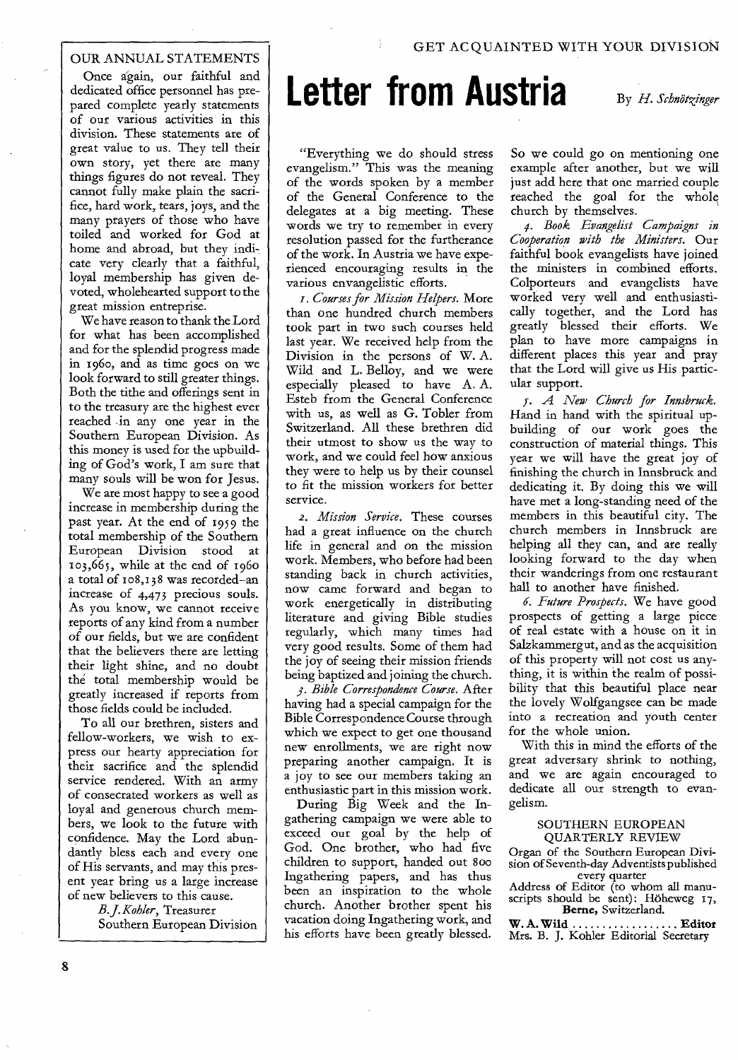## OUR ANNUAL STATEMENTS

Once again, our faithful and dedicated office personnel has prepared complete yearly statements of our various activities in this division. These statements are of great value to us. They tell their own story, yet there are many things figures do not reveal. They cannot fully make plain the sacrifice, hard work, tears, joys, and the many prayers of those who have toiled and worked for God at home and abroad, but they indicate very clearly that a faithful, loyal membership has given devoted, wholehearted support to the great mission entreprise.

We have reason to thank the Lord for what has been accomplished and for the splendid progress made in 1960, and as time goes on we look forward to still greater things. Both the tithe and offerings sent in to the treasury are the highest ever reached in any one year in the Southern European Division. As this money is used for the upbuilding of God's work, I am sure that many souls will be won for Jesus.

We are most happy to see a good increase in membership during the past year. At the end of 1959 the total membership of the Southern European Division stood at 103,665, while at the end of 1960 a total of 108,138 was recorded—an increase of 4,473 precious souls. As you know, we cannot receive reports of any kind from a number of our fields, but we are confident that the believers there are letting their light shine, and no doubt the total membership would be greatly increased if reports from those fields could be included.

To all our brethren, sisters and fellow-workers, we wish to express our hearty appreciation for their sacrifice and the splendid service rendered. With an army of consecrated workers as well as loyal and generous church members, we look to the future with confidence. May the Lord abundantly bless each and every one of His servants, and may this present year bring us a large increase of new believers to this cause.

*B. J. Kohler*, Treasurer
Southern European Division

GET ACQUAINTED WITH YOUR DIVISION

# Letter from Austria

By *H. Schnötzinger*

"Everything we do should stress evangelism." This was the meaning of the words spoken by a member of the General Conference to the delegates at a big meeting. These words we try to remember in every resolution passed for the furtherance of the work. In Austria we have experienced encouraging results in the various envangelistic efforts.

*1. Courses for Mission Helpers.* More than one hundred church members took part in two such courses held last year. We received help from the Division in the persons of W. A. Wild and L. Belloy, and we were especially pleased to have A. A. Esteb from the General Conference with us, as well as G. Tobler from Switzerland. All these brethren did their utmost to show us the way to work, and we could feel how anxious they were to help us by their counsel to fit the mission workers for better service.

*2. Mission Service.* These courses had a great influence on the church life in general and on the mission work. Members, who before had been standing back in church activities, now came forward and began to work energetically in distributing literature and giving Bible studies regularly, which many times had very good results. Some of them had the joy of seeing their mission friends being baptized and joining the church.

*3. Bible Correspondence Course.* After having had a special campaign for the Bible Correspondence Course through which we expect to get one thousand new enrollments, we are right now preparing another campaign. It is a joy to see our members taking an enthusiastic part in this mission work.

During Big Week and the Ingathering campaign we were able to exceed our goal by the help of God. One brother, who had five children to support, handed out 800 Ingathering papers, and has thus been an inspiration to the whole church. Another brother spent his vacation doing Ingathering work, and his efforts have been greatly blessed. So we could go on mentioning one example after another, but we will just add here that one married couple reached the goal for the whole church by themselves.

*4. Book Evangelist Campaigns in Cooperation with the Ministers.* Our faithful book evangelists have joined the ministers in combined efforts. Colporteurs and evangelists have worked very well and enthusiastically together, and the Lord has greatly blessed their efforts. We plan to have more campaigns in different places this year and pray that the Lord will give us His particular support.

*5. A New Church for Innsbruck.* Hand in hand with the spiritual upbuilding of our work goes the construction of material things. This year we will have the great joy of finishing the church in Innsbruck and dedicating it. By doing this we will have met a long-standing need of the members in this beautiful city. The church members in Innsbruck are helping all they can, and are really looking forward to the day when their wanderings from one restaurant hall to another have finished.

*6. Future Prospects.* We have good prospects of getting a large piece of real estate with a house on it in Salzkammergut, and as the acquisition of this property will not cost us anything, it is within the realm of possibility that this beautiful place near the lovely Wolfgangsee can be made into a recreation and youth center for the whole union.

With this in mind the efforts of the great adversary shrink to nothing, and we are again encouraged to dedicate all our strength to evangelism.

SOUTHERN EUROPEAN QUARTERLY REVIEW

Organ of the Southern European Division of Seventh-day Adventists published every quarter

Address of Editor (to whom all manuscripts should be sent): Höheweg 17, **Berne,** Switzerland.

**W. A. Wild** .................. **Editor**
Mrs. B. J. Kohler Editorial Secretary